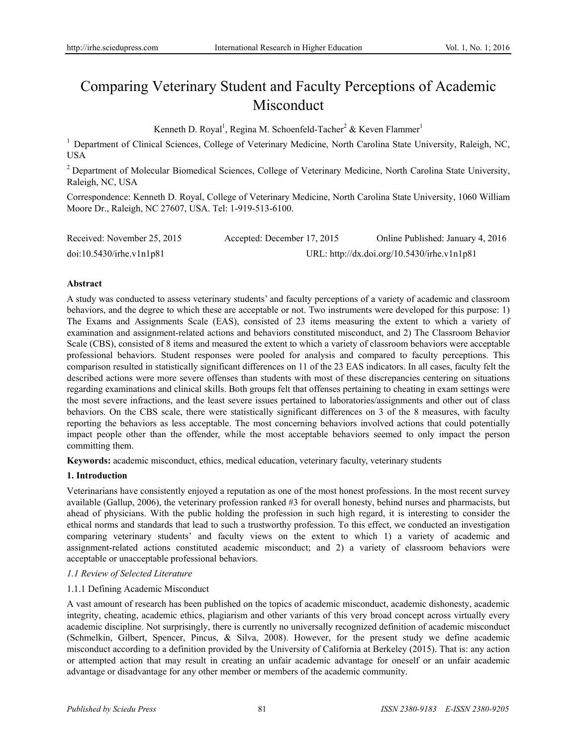# Comparing Veterinary Student and Faculty Perceptions of Academic Misconduct

Kenneth D. Royal[1], Regina M. Schoenfeld-Tacher[2] & Keven Flammer[1]

[1] Department of Clinical Sciences, College of Veterinary Medicine, North Carolina State University, Raleigh, NC, USA

[2] Department of Molecular Biomedical Sciences, College of Veterinary Medicine, North Carolina State University, Raleigh, NC, USA

Correspondence: Kenneth D. Royal, College of Veterinary Medicine, North Carolina State University, 1060 William Moore Dr., Raleigh, NC 27607, USA. Tel: 1-919-513-6100.

Received: November 25, 2015   Accepted: December 17, 2015   Online Published: January 4, 2016

doi:10.5430/irhe.v1n1p81   URL: http://dx.doi.org/10.5430/irhe.v1n1p81

**Abstract**

A study was conducted to assess veterinary students' and faculty perceptions of a variety of academic and classroom behaviors, and the degree to which these are acceptable or not. Two instruments were developed for this purpose: 1) The Exams and Assignments Scale (EAS), consisted of 23 items measuring the extent to which a variety of examination and assignment-related actions and behaviors constituted misconduct, and 2) The Classroom Behavior Scale (CBS), consisted of 8 items and measured the extent to which a variety of classroom behaviors were acceptable professional behaviors. Student responses were pooled for analysis and compared to faculty perceptions. This comparison resulted in statistically significant differences on 11 of the 23 EAS indicators. In all cases, faculty felt the described actions were more severe offenses than students with most of these discrepancies centering on situations regarding examinations and clinical skills. Both groups felt that offenses pertaining to cheating in exam settings were the most severe infractions, and the least severe issues pertained to laboratories/assignments and other out of class behaviors. On the CBS scale, there were statistically significant differences on 3 of the 8 measures, with faculty reporting the behaviors as less acceptable. The most concerning behaviors involved actions that could potentially impact people other than the offender, while the most acceptable behaviors seemed to only impact the person committing them.

**Keywords:** academic misconduct, ethics, medical education, veterinary faculty, veterinary students

## 1. Introduction

Veterinarians have consistently enjoyed a reputation as one of the most honest professions. In the most recent survey available (Gallup, 2006), the veterinary profession ranked #3 for overall honesty, behind nurses and pharmacists, but ahead of physicians. With the public holding the profession in such high regard, it is interesting to consider the ethical norms and standards that lead to such a trustworthy profession. To this effect, we conducted an investigation comparing veterinary students' and faculty views on the extent to which 1) a variety of academic and assignment-related actions constituted academic misconduct; and 2) a variety of classroom behaviors were acceptable or unacceptable professional behaviors.

### *1.1 Review of Selected Literature*

#### 1.1.1 Defining Academic Misconduct

A vast amount of research has been published on the topics of academic misconduct, academic dishonesty, academic integrity, cheating, academic ethics, plagiarism and other variants of this very broad concept across virtually every academic discipline. Not surprisingly, there is currently no universally recognized definition of academic misconduct (Schmelkin, Gilbert, Spencer, Pincus, & Silva, 2008). However, for the present study we define academic misconduct according to a definition provided by the University of California at Berkeley (2015). That is: any action or attempted action that may result in creating an unfair academic advantage for oneself or an unfair academic advantage or disadvantage for any other member or members of the academic community.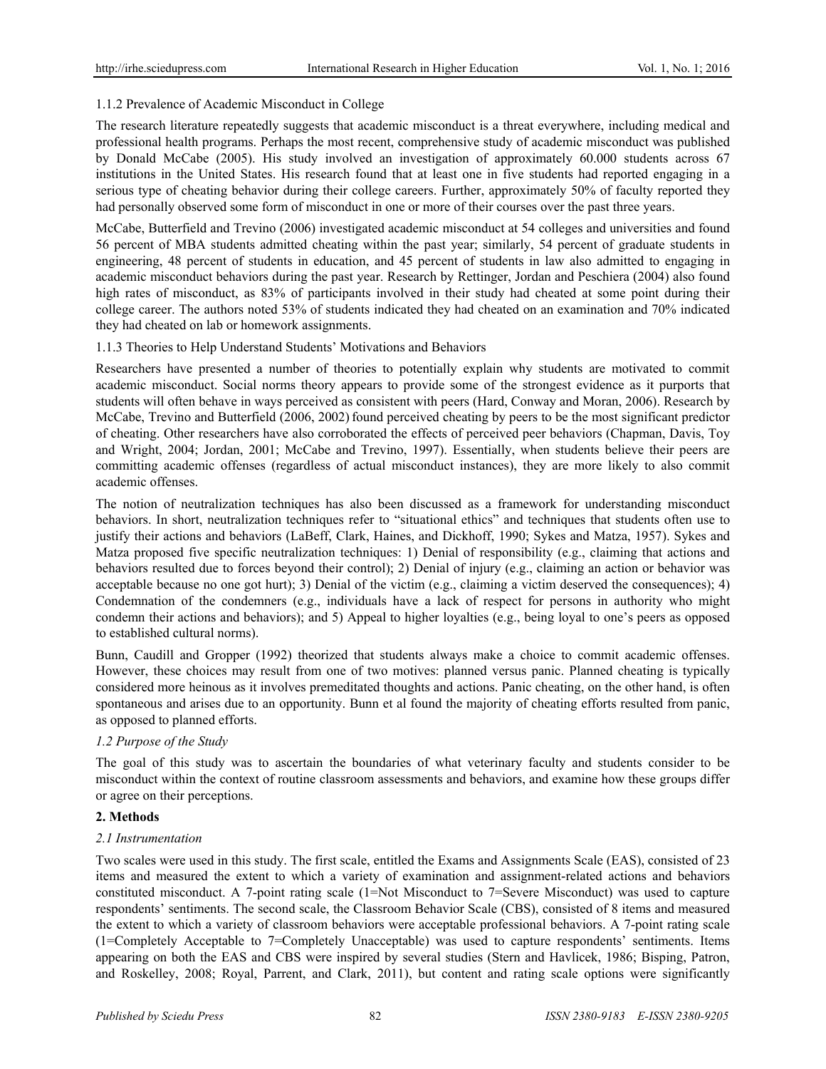#### 1.1.2 Prevalence of Academic Misconduct in College

The research literature repeatedly suggests that academic misconduct is a threat everywhere, including medical and professional health programs. Perhaps the most recent, comprehensive study of academic misconduct was published by Donald McCabe (2005). His study involved an investigation of approximately 60.000 students across 67 institutions in the United States. His research found that at least one in five students had reported engaging in a serious type of cheating behavior during their college careers. Further, approximately 50% of faculty reported they had personally observed some form of misconduct in one or more of their courses over the past three years.

McCabe, Butterfield and Trevino (2006) investigated academic misconduct at 54 colleges and universities and found 56 percent of MBA students admitted cheating within the past year; similarly, 54 percent of graduate students in engineering, 48 percent of students in education, and 45 percent of students in law also admitted to engaging in academic misconduct behaviors during the past year. Research by Rettinger, Jordan and Peschiera (2004) also found high rates of misconduct, as 83% of participants involved in their study had cheated at some point during their college career. The authors noted 53% of students indicated they had cheated on an examination and 70% indicated they had cheated on lab or homework assignments.

#### 1.1.3 Theories to Help Understand Students' Motivations and Behaviors

Researchers have presented a number of theories to potentially explain why students are motivated to commit academic misconduct. Social norms theory appears to provide some of the strongest evidence as it purports that students will often behave in ways perceived as consistent with peers (Hard, Conway and Moran, 2006). Research by McCabe, Trevino and Butterfield (2006, 2002) found perceived cheating by peers to be the most significant predictor of cheating. Other researchers have also corroborated the effects of perceived peer behaviors (Chapman, Davis, Toy and Wright, 2004; Jordan, 2001; McCabe and Trevino, 1997). Essentially, when students believe their peers are committing academic offenses (regardless of actual misconduct instances), they are more likely to also commit academic offenses.

The notion of neutralization techniques has also been discussed as a framework for understanding misconduct behaviors. In short, neutralization techniques refer to "situational ethics" and techniques that students often use to justify their actions and behaviors (LaBeff, Clark, Haines, and Dickhoff, 1990; Sykes and Matza, 1957). Sykes and Matza proposed five specific neutralization techniques: 1) Denial of responsibility (e.g., claiming that actions and behaviors resulted due to forces beyond their control); 2) Denial of injury (e.g., claiming an action or behavior was acceptable because no one got hurt); 3) Denial of the victim (e.g., claiming a victim deserved the consequences); 4) Condemnation of the condemners (e.g., individuals have a lack of respect for persons in authority who might condemn their actions and behaviors); and 5) Appeal to higher loyalties (e.g., being loyal to one's peers as opposed to established cultural norms).

Bunn, Caudill and Gropper (1992) theorized that students always make a choice to commit academic offenses. However, these choices may result from one of two motives: planned versus panic. Planned cheating is typically considered more heinous as it involves premeditated thoughts and actions. Panic cheating, on the other hand, is often spontaneous and arises due to an opportunity. Bunn et al found the majority of cheating efforts resulted from panic, as opposed to planned efforts.

### *1.2 Purpose of the Study*

The goal of this study was to ascertain the boundaries of what veterinary faculty and students consider to be misconduct within the context of routine classroom assessments and behaviors, and examine how these groups differ or agree on their perceptions.

## 2. Methods

### *2.1 Instrumentation*

Two scales were used in this study. The first scale, entitled the Exams and Assignments Scale (EAS), consisted of 23 items and measured the extent to which a variety of examination and assignment-related actions and behaviors constituted misconduct. A 7-point rating scale (1=Not Misconduct to 7=Severe Misconduct) was used to capture respondents' sentiments. The second scale, the Classroom Behavior Scale (CBS), consisted of 8 items and measured the extent to which a variety of classroom behaviors were acceptable professional behaviors. A 7-point rating scale (1=Completely Acceptable to 7=Completely Unacceptable) was used to capture respondents' sentiments. Items appearing on both the EAS and CBS were inspired by several studies (Stern and Havlicek, 1986; Bisping, Patron, and Roskelley, 2008; Royal, Parrent, and Clark, 2011), but content and rating scale options were significantly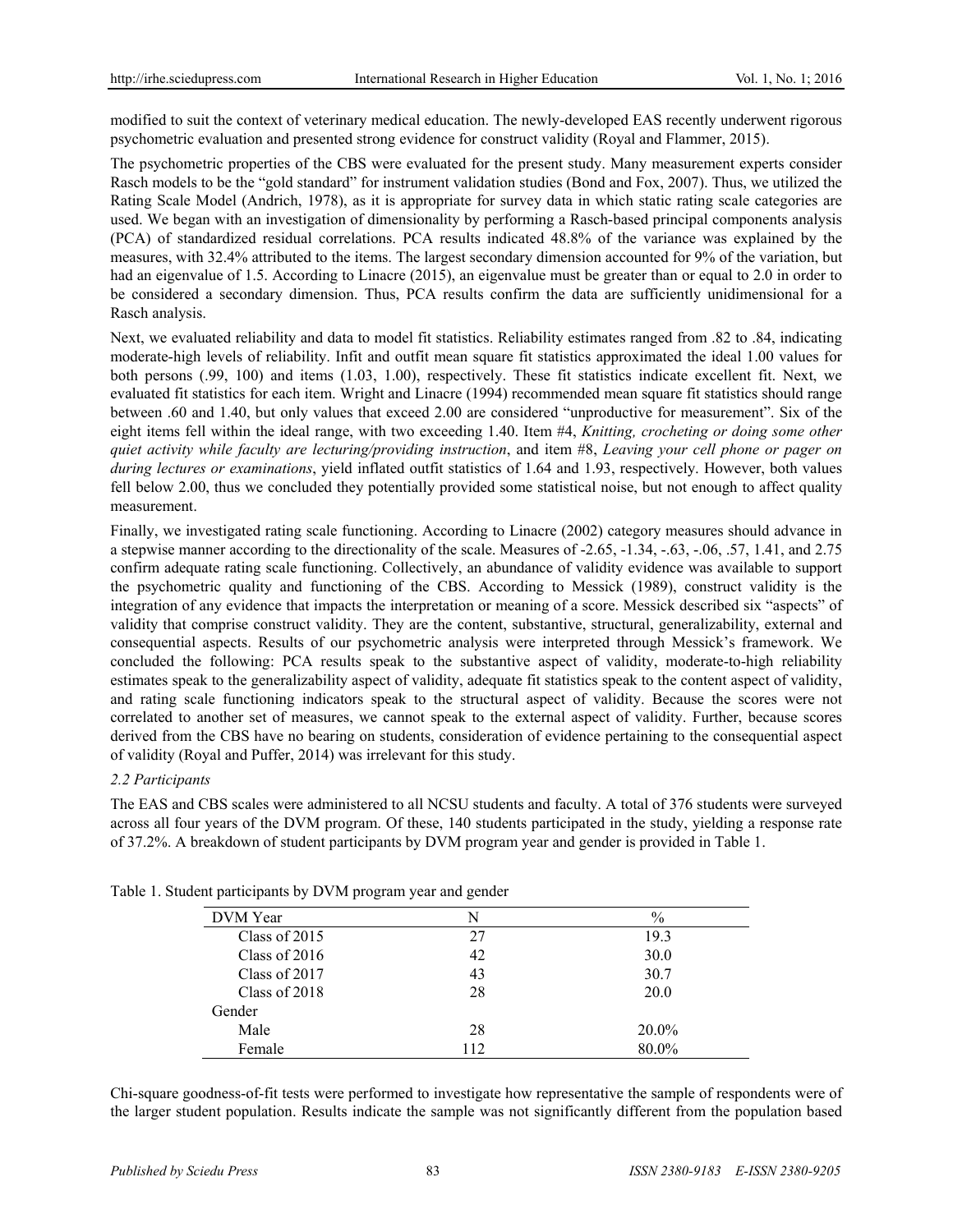modified to suit the context of veterinary medical education. The newly-developed EAS recently underwent rigorous psychometric evaluation and presented strong evidence for construct validity (Royal and Flammer, 2015).

The psychometric properties of the CBS were evaluated for the present study. Many measurement experts consider Rasch models to be the "gold standard" for instrument validation studies (Bond and Fox, 2007). Thus, we utilized the Rating Scale Model (Andrich, 1978), as it is appropriate for survey data in which static rating scale categories are used. We began with an investigation of dimensionality by performing a Rasch-based principal components analysis (PCA) of standardized residual correlations. PCA results indicated 48.8% of the variance was explained by the measures, with 32.4% attributed to the items. The largest secondary dimension accounted for 9% of the variation, but had an eigenvalue of 1.5. According to Linacre (2015), an eigenvalue must be greater than or equal to 2.0 in order to be considered a secondary dimension. Thus, PCA results confirm the data are sufficiently unidimensional for a Rasch analysis.

Next, we evaluated reliability and data to model fit statistics. Reliability estimates ranged from .82 to .84, indicating moderate-high levels of reliability. Infit and outfit mean square fit statistics approximated the ideal 1.00 values for both persons (.99, 100) and items (1.03, 1.00), respectively. These fit statistics indicate excellent fit. Next, we evaluated fit statistics for each item. Wright and Linacre (1994) recommended mean square fit statistics should range between .60 and 1.40, but only values that exceed 2.00 are considered "unproductive for measurement". Six of the eight items fell within the ideal range, with two exceeding 1.40. Item #4, *Knitting, crocheting or doing some other quiet activity while faculty are lecturing/providing instruction*, and item #8, *Leaving your cell phone or pager on during lectures or examinations*, yield inflated outfit statistics of 1.64 and 1.93, respectively. However, both values fell below 2.00, thus we concluded they potentially provided some statistical noise, but not enough to affect quality measurement.

Finally, we investigated rating scale functioning. According to Linacre (2002) category measures should advance in a stepwise manner according to the directionality of the scale. Measures of -2.65, -1.34, -.63, -.06, .57, 1.41, and 2.75 confirm adequate rating scale functioning. Collectively, an abundance of validity evidence was available to support the psychometric quality and functioning of the CBS. According to Messick (1989), construct validity is the integration of any evidence that impacts the interpretation or meaning of a score. Messick described six "aspects" of validity that comprise construct validity. They are the content, substantive, structural, generalizability, external and consequential aspects. Results of our psychometric analysis were interpreted through Messick's framework. We concluded the following: PCA results speak to the substantive aspect of validity, moderate-to-high reliability estimates speak to the generalizability aspect of validity, adequate fit statistics speak to the content aspect of validity, and rating scale functioning indicators speak to the structural aspect of validity. Because the scores were not correlated to another set of measures, we cannot speak to the external aspect of validity. Further, because scores derived from the CBS have no bearing on students, consideration of evidence pertaining to the consequential aspect of validity (Royal and Puffer, 2014) was irrelevant for this study.

### *2.2 Participants*

The EAS and CBS scales were administered to all NCSU students and faculty. A total of 376 students were surveyed across all four years of the DVM program. Of these, 140 students participated in the study, yielding a response rate of 37.2%. A breakdown of student participants by DVM program year and gender is provided in Table 1.

Table 1. Student participants by DVM program year and gender

| DVM Year | N | % |
|---|---|---|
| Class of 2015 | 27 | 19.3 |
| Class of 2016 | 42 | 30.0 |
| Class of 2017 | 43 | 30.7 |
| Class of 2018 | 28 | 20.0 |
| Gender | | |
| Male | 28 | 20.0% |
| Female | 112 | 80.0% |

Chi-square goodness-of-fit tests were performed to investigate how representative the sample of respondents were of the larger student population. Results indicate the sample was not significantly different from the population based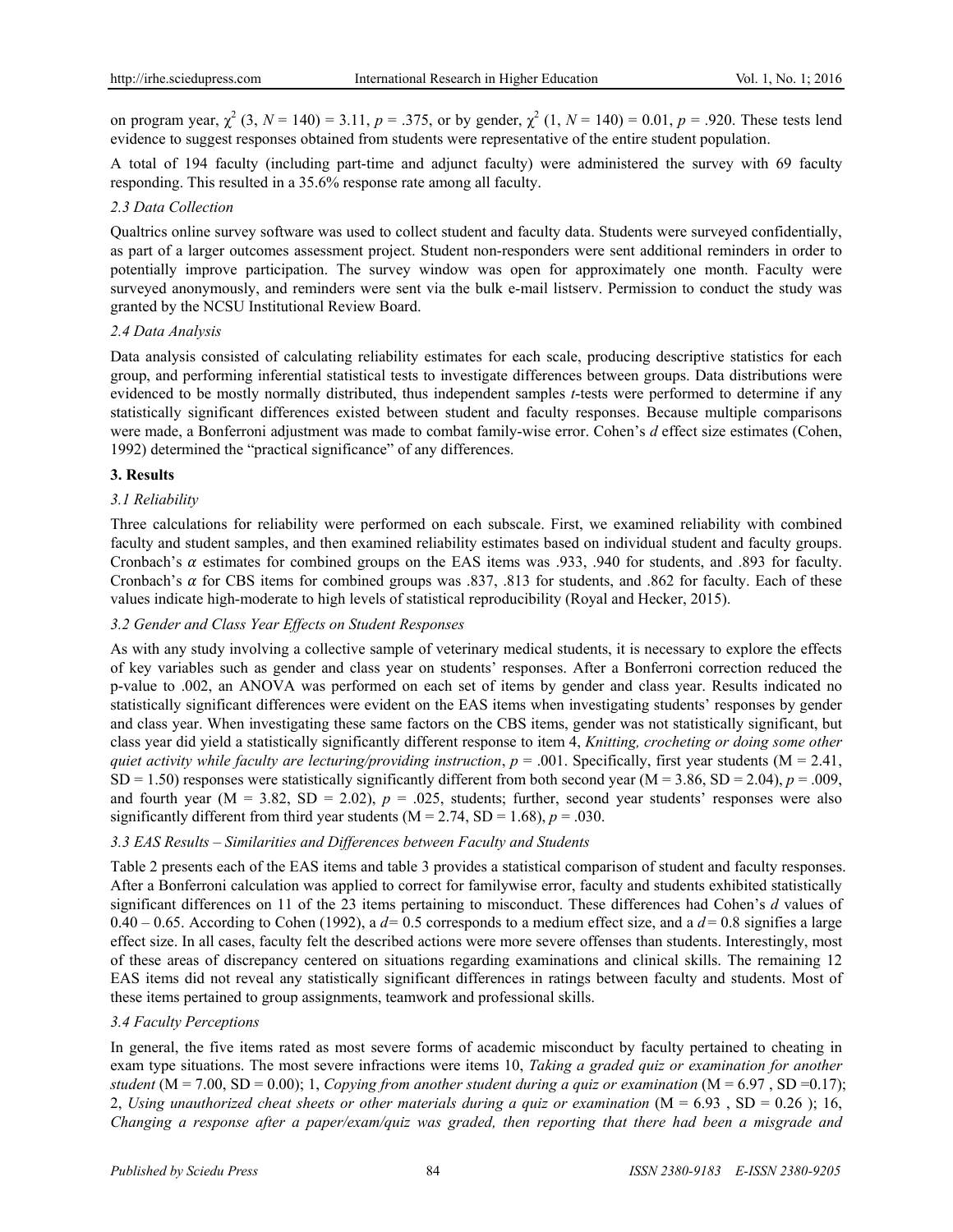on program year, $\chi^2$ (3, $N$ = 140) = 3.11, $p$ = .375, or by gender, $\chi^2$ (1, $N$ = 140) = 0.01, $p$ = .920. These tests lend evidence to suggest responses obtained from students were representative of the entire student population.

A total of 194 faculty (including part-time and adjunct faculty) were administered the survey with 69 faculty responding. This resulted in a 35.6% response rate among all faculty.

### 2.3 Data Collection

Qualtrics online survey software was used to collect student and faculty data. Students were surveyed confidentially, as part of a larger outcomes assessment project. Student non-responders were sent additional reminders in order to potentially improve participation. The survey window was open for approximately one month. Faculty were surveyed anonymously, and reminders were sent via the bulk e-mail listserv. Permission to conduct the study was granted by the NCSU Institutional Review Board.

### 2.4 Data Analysis

Data analysis consisted of calculating reliability estimates for each scale, producing descriptive statistics for each group, and performing inferential statistical tests to investigate differences between groups. Data distributions were evidenced to be mostly normally distributed, thus independent samples *t*-tests were performed to determine if any statistically significant differences existed between student and faculty responses. Because multiple comparisons were made, a Bonferroni adjustment was made to combat family-wise error. Cohen's *d* effect size estimates (Cohen, 1992) determined the "practical significance" of any differences.

## 3. Results

### 3.1 Reliability

Three calculations for reliability were performed on each subscale. First, we examined reliability with combined faculty and student samples, and then examined reliability estimates based on individual student and faculty groups. Cronbach's $\alpha$ estimates for combined groups on the EAS items was .933, .940 for students, and .893 for faculty. Cronbach's $\alpha$ for CBS items for combined groups was .837, .813 for students, and .862 for faculty. Each of these values indicate high-moderate to high levels of statistical reproducibility (Royal and Hecker, 2015).

### 3.2 Gender and Class Year Effects on Student Responses

As with any study involving a collective sample of veterinary medical students, it is necessary to explore the effects of key variables such as gender and class year on students' responses. After a Bonferroni correction reduced the p-value to .002, an ANOVA was performed on each set of items by gender and class year. Results indicated no statistically significant differences were evident on the EAS items when investigating students' responses by gender and class year. When investigating these same factors on the CBS items, gender was not statistically significant, but class year did yield a statistically significantly different response to item 4, *Knitting, crocheting or doing some other quiet activity while faculty are lecturing/providing instruction*, $p$ = .001. Specifically, first year students (M = 2.41, SD = 1.50) responses were statistically significantly different from both second year (M = 3.86, SD = 2.04), $p$ = .009, and fourth year (M = 3.82, SD = 2.02), $p$ = .025, students; further, second year students' responses were also significantly different from third year students (M = 2.74, SD = 1.68), $p$ = .030.

### 3.3 EAS Results – Similarities and Differences between Faculty and Students

Table 2 presents each of the EAS items and table 3 provides a statistical comparison of student and faculty responses. After a Bonferroni calculation was applied to correct for familywise error, faculty and students exhibited statistically significant differences on 11 of the 23 items pertaining to misconduct. These differences had Cohen's *d* values of 0.40 – 0.65. According to Cohen (1992), a $d$= 0.5 corresponds to a medium effect size, and a $d$ = 0.8 signifies a large effect size. In all cases, faculty felt the described actions were more severe offenses than students. Interestingly, most of these areas of discrepancy centered on situations regarding examinations and clinical skills. The remaining 12 EAS items did not reveal any statistically significant differences in ratings between faculty and students. Most of these items pertained to group assignments, teamwork and professional skills.

### 3.4 Faculty Perceptions

In general, the five items rated as most severe forms of academic misconduct by faculty pertained to cheating in exam type situations. The most severe infractions were items 10, *Taking a graded quiz or examination for another student* (M = 7.00, SD = 0.00); 1, *Copying from another student during a quiz or examination* (M = 6.97 , SD =0.17); 2, *Using unauthorized cheat sheets or other materials during a quiz or examination* (M = 6.93 , SD = 0.26 ); 16, *Changing a response after a paper/exam/quiz was graded, then reporting that there had been a misgrade and*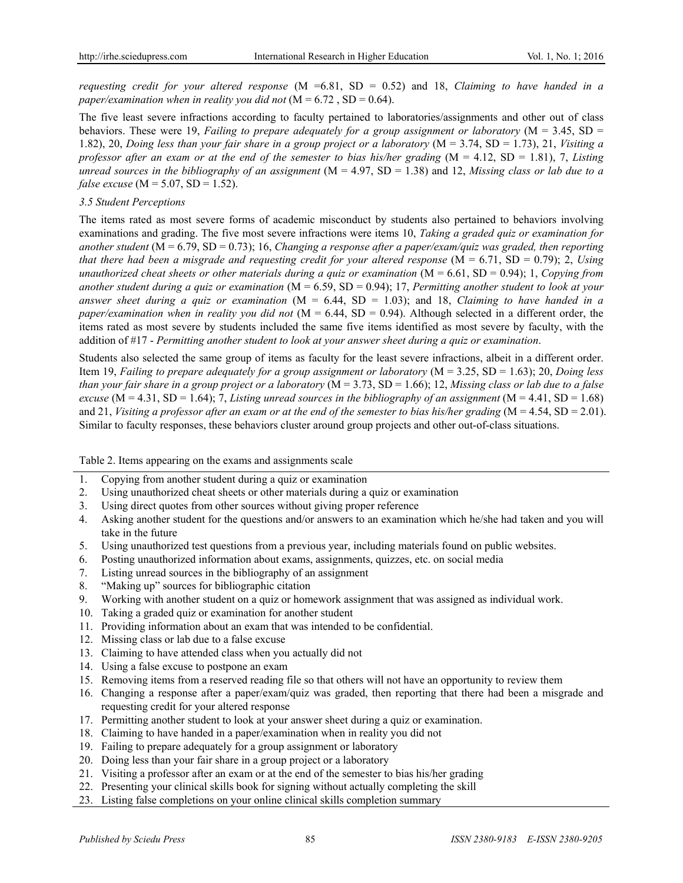*requesting credit for your altered response* (M =6.81, SD = 0.52) and 18, *Claiming to have handed in a paper/examination when in reality you did not* (M = 6.72 , SD = 0.64).

The five least severe infractions according to faculty pertained to laboratories/assignments and other out of class behaviors. These were 19, *Failing to prepare adequately for a group assignment or laboratory* (M = 3.45, SD = 1.82), 20, *Doing less than your fair share in a group project or a laboratory* (M = 3.74, SD = 1.73), 21, *Visiting a professor after an exam or at the end of the semester to bias his/her grading* (M = 4.12, SD = 1.81), 7, *Listing unread sources in the bibliography of an assignment* (M = 4.97, SD = 1.38) and 12, *Missing class or lab due to a false excuse* (M = 5.07, SD = 1.52).

### 3.5 Student Perceptions

The items rated as most severe forms of academic misconduct by students also pertained to behaviors involving examinations and grading. The five most severe infractions were items 10, *Taking a graded quiz or examination for another student* (M = 6.79, SD = 0.73); 16, *Changing a response after a paper/exam/quiz was graded, then reporting that there had been a misgrade and requesting credit for your altered response* (M = 6.71, SD = 0.79); 2, *Using unauthorized cheat sheets or other materials during a quiz or examination* (M = 6.61, SD = 0.94); 1, *Copying from another student during a quiz or examination* (M = 6.59, SD = 0.94); 17, *Permitting another student to look at your answer sheet during a quiz or examination* (M = 6.44, SD = 1.03); and 18, *Claiming to have handed in a paper/examination when in reality you did not* (M = 6.44, SD = 0.94). Although selected in a different order, the items rated as most severe by students included the same five items identified as most severe by faculty, with the addition of #17 - *Permitting another student to look at your answer sheet during a quiz or examination*.

Students also selected the same group of items as faculty for the least severe infractions, albeit in a different order. Item 19, *Failing to prepare adequately for a group assignment or laboratory* (M = 3.25, SD = 1.63); 20, *Doing less than your fair share in a group project or a laboratory* (M = 3.73, SD = 1.66); 12, *Missing class or lab due to a false excuse* (M = 4.31, SD = 1.64); 7, *Listing unread sources in the bibliography of an assignment* (M = 4.41, SD = 1.68) and 21, *Visiting a professor after an exam or at the end of the semester to bias his/her grading* (M = 4.54, SD = 2.01). Similar to faculty responses, these behaviors cluster around group projects and other out-of-class situations.

Table 2. Items appearing on the exams and assignments scale

1. Copying from another student during a quiz or examination
2. Using unauthorized cheat sheets or other materials during a quiz or examination
3. Using direct quotes from other sources without giving proper reference
4. Asking another student for the questions and/or answers to an examination which he/she had taken and you will take in the future
5. Using unauthorized test questions from a previous year, including materials found on public websites.
6. Posting unauthorized information about exams, assignments, quizzes, etc. on social media
7. Listing unread sources in the bibliography of an assignment
8. "Making up" sources for bibliographic citation
9. Working with another student on a quiz or homework assignment that was assigned as individual work.
10. Taking a graded quiz or examination for another student
11. Providing information about an exam that was intended to be confidential.
12. Missing class or lab due to a false excuse
13. Claiming to have attended class when you actually did not
14. Using a false excuse to postpone an exam
15. Removing items from a reserved reading file so that others will not have an opportunity to review them
16. Changing a response after a paper/exam/quiz was graded, then reporting that there had been a misgrade and requesting credit for your altered response
17. Permitting another student to look at your answer sheet during a quiz or examination.
18. Claiming to have handed in a paper/examination when in reality you did not
19. Failing to prepare adequately for a group assignment or laboratory
20. Doing less than your fair share in a group project or a laboratory
21. Visiting a professor after an exam or at the end of the semester to bias his/her grading
22. Presenting your clinical skills book for signing without actually completing the skill
23. Listing false completions on your online clinical skills completion summary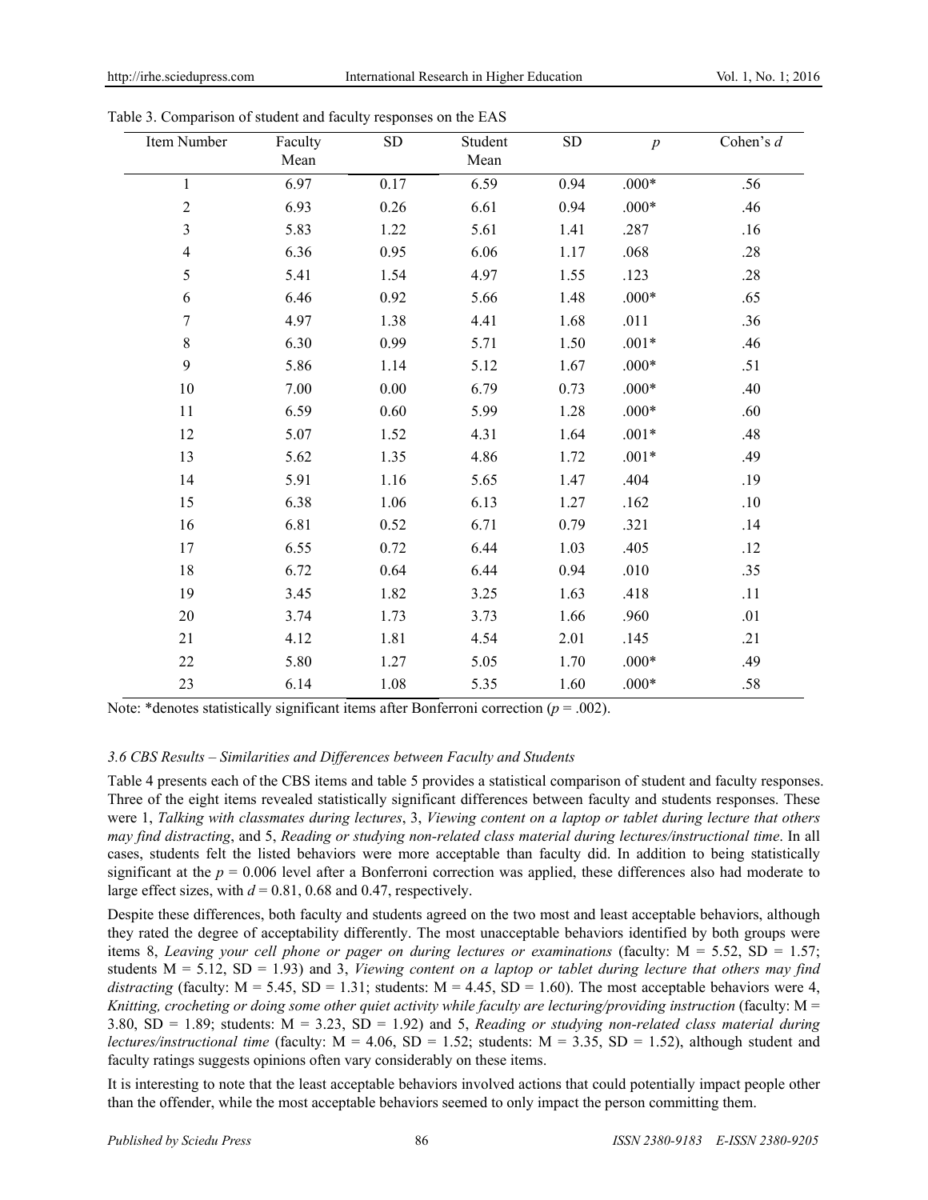Table 3. Comparison of student and faculty responses on the EAS

| Item Number | Faculty Mean | SD | Student Mean | SD | *p* | Cohen's *d* |
|---|---|---|---|---|---|---|
| 1 | 6.97 | 0.17 | 6.59 | 0.94 | .000* | .56 |
| 2 | 6.93 | 0.26 | 6.61 | 0.94 | .000* | .46 |
| 3 | 5.83 | 1.22 | 5.61 | 1.41 | .287 | .16 |
| 4 | 6.36 | 0.95 | 6.06 | 1.17 | .068 | .28 |
| 5 | 5.41 | 1.54 | 4.97 | 1.55 | .123 | .28 |
| 6 | 6.46 | 0.92 | 5.66 | 1.48 | .000* | .65 |
| 7 | 4.97 | 1.38 | 4.41 | 1.68 | .011 | .36 |
| 8 | 6.30 | 0.99 | 5.71 | 1.50 | .001* | .46 |
| 9 | 5.86 | 1.14 | 5.12 | 1.67 | .000* | .51 |
| 10 | 7.00 | 0.00 | 6.79 | 0.73 | .000* | .40 |
| 11 | 6.59 | 0.60 | 5.99 | 1.28 | .000* | .60 |
| 12 | 5.07 | 1.52 | 4.31 | 1.64 | .001* | .48 |
| 13 | 5.62 | 1.35 | 4.86 | 1.72 | .001* | .49 |
| 14 | 5.91 | 1.16 | 5.65 | 1.47 | .404 | .19 |
| 15 | 6.38 | 1.06 | 6.13 | 1.27 | .162 | .10 |
| 16 | 6.81 | 0.52 | 6.71 | 0.79 | .321 | .14 |
| 17 | 6.55 | 0.72 | 6.44 | 1.03 | .405 | .12 |
| 18 | 6.72 | 0.64 | 6.44 | 0.94 | .010 | .35 |
| 19 | 3.45 | 1.82 | 3.25 | 1.63 | .418 | .11 |
| 20 | 3.74 | 1.73 | 3.73 | 1.66 | .960 | .01 |
| 21 | 4.12 | 1.81 | 4.54 | 2.01 | .145 | .21 |
| 22 | 5.80 | 1.27 | 5.05 | 1.70 | .000* | .49 |
| 23 | 6.14 | 1.08 | 5.35 | 1.60 | .000* | .58 |

Note: *denotes statistically significant items after Bonferroni correction ($p = .002$).

### *3.6 CBS Results – Similarities and Differences between Faculty and Students*

Table 4 presents each of the CBS items and table 5 provides a statistical comparison of student and faculty responses. Three of the eight items revealed statistically significant differences between faculty and students responses. These were 1, *Talking with classmates during lectures*, 3, *Viewing content on a laptop or tablet during lecture that others may find distracting*, and 5, *Reading or studying non-related class material during lectures/instructional time*. In all cases, students felt the listed behaviors were more acceptable than faculty did. In addition to being statistically significant at the $p = 0.006$ level after a Bonferroni correction was applied, these differences also had moderate to large effect sizes, with $d = 0.81$, 0.68 and 0.47, respectively.

Despite these differences, both faculty and students agreed on the two most and least acceptable behaviors, although they rated the degree of acceptability differently. The most unacceptable behaviors identified by both groups were items 8, *Leaving your cell phone or pager on during lectures or examinations* (faculty: M = 5.52, SD = 1.57; students M = 5.12, SD = 1.93) and 3, *Viewing content on a laptop or tablet during lecture that others may find distracting* (faculty: M = 5.45, SD = 1.31; students: M = 4.45, SD = 1.60). The most acceptable behaviors were 4, *Knitting, crocheting or doing some other quiet activity while faculty are lecturing/providing instruction* (faculty: M = 3.80, SD = 1.89; students: M = 3.23, SD = 1.92) and 5, *Reading or studying non-related class material during lectures/instructional time* (faculty: M = 4.06, SD = 1.52; students: M = 3.35, SD = 1.52), although student and faculty ratings suggests opinions often vary considerably on these items.

It is interesting to note that the least acceptable behaviors involved actions that could potentially impact people other than the offender, while the most acceptable behaviors seemed to only impact the person committing them.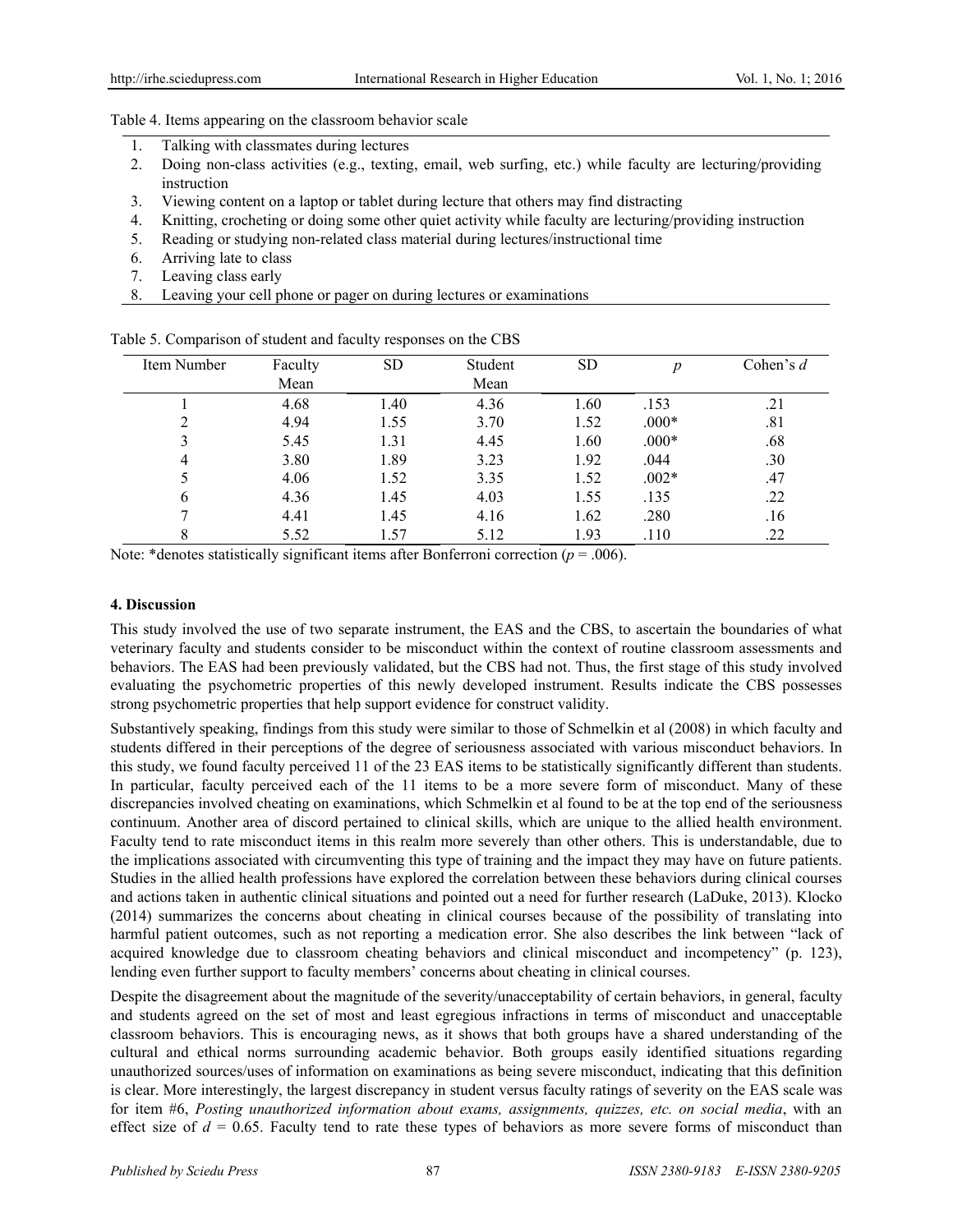Table 4. Items appearing on the classroom behavior scale

1. Talking with classmates during lectures
2. Doing non-class activities (e.g., texting, email, web surfing, etc.) while faculty are lecturing/providing instruction
3. Viewing content on a laptop or tablet during lecture that others may find distracting
4. Knitting, crocheting or doing some other quiet activity while faculty are lecturing/providing instruction
5. Reading or studying non-related class material during lectures/instructional time
6. Arriving late to class
7. Leaving class early
8. Leaving your cell phone or pager on during lectures or examinations

Table 5. Comparison of student and faculty responses on the CBS

| Item Number | Faculty Mean | SD | Student Mean | SD | *p* | Cohen's *d* |
|---|---|---|---|---|---|---|
| 1 | 4.68 | 1.40 | 4.36 | 1.60 | .153 | .21 |
| 2 | 4.94 | 1.55 | 3.70 | 1.52 | .000* | .81 |
| 3 | 5.45 | 1.31 | 4.45 | 1.60 | .000* | .68 |
| 4 | 3.80 | 1.89 | 3.23 | 1.92 | .044 | .30 |
| 5 | 4.06 | 1.52 | 3.35 | 1.52 | .002* | .47 |
| 6 | 4.36 | 1.45 | 4.03 | 1.55 | .135 | .22 |
| 7 | 4.41 | 1.45 | 4.16 | 1.62 | .280 | .16 |
| 8 | 5.52 | 1.57 | 5.12 | 1.93 | .110 | .22 |

Note: *denotes statistically significant items after Bonferroni correction ($p = .006$).

## 4. Discussion

This study involved the use of two separate instrument, the EAS and the CBS, to ascertain the boundaries of what veterinary faculty and students consider to be misconduct within the context of routine classroom assessments and behaviors. The EAS had been previously validated, but the CBS had not. Thus, the first stage of this study involved evaluating the psychometric properties of this newly developed instrument. Results indicate the CBS possesses strong psychometric properties that help support evidence for construct validity.

Substantively speaking, findings from this study were similar to those of Schmelkin et al (2008) in which faculty and students differed in their perceptions of the degree of seriousness associated with various misconduct behaviors. In this study, we found faculty perceived 11 of the 23 EAS items to be statistically significantly different than students. In particular, faculty perceived each of the 11 items to be a more severe form of misconduct. Many of these discrepancies involved cheating on examinations, which Schmelkin et al found to be at the top end of the seriousness continuum. Another area of discord pertained to clinical skills, which are unique to the allied health environment. Faculty tend to rate misconduct items in this realm more severely than other others. This is understandable, due to the implications associated with circumventing this type of training and the impact they may have on future patients. Studies in the allied health professions have explored the correlation between these behaviors during clinical courses and actions taken in authentic clinical situations and pointed out a need for further research (LaDuke, 2013). Klocko (2014) summarizes the concerns about cheating in clinical courses because of the possibility of translating into harmful patient outcomes, such as not reporting a medication error. She also describes the link between "lack of acquired knowledge due to classroom cheating behaviors and clinical misconduct and incompetency" (p. 123), lending even further support to faculty members' concerns about cheating in clinical courses.

Despite the disagreement about the magnitude of the severity/unacceptability of certain behaviors, in general, faculty and students agreed on the set of most and least egregious infractions in terms of misconduct and unacceptable classroom behaviors. This is encouraging news, as it shows that both groups have a shared understanding of the cultural and ethical norms surrounding academic behavior. Both groups easily identified situations regarding unauthorized sources/uses of information on examinations as being severe misconduct, indicating that this definition is clear. More interestingly, the largest discrepancy in student versus faculty ratings of severity on the EAS scale was for item #6, *Posting unauthorized information about exams, assignments, quizzes, etc. on social media*, with an effect size of $d = 0.65$. Faculty tend to rate these types of behaviors as more severe forms of misconduct than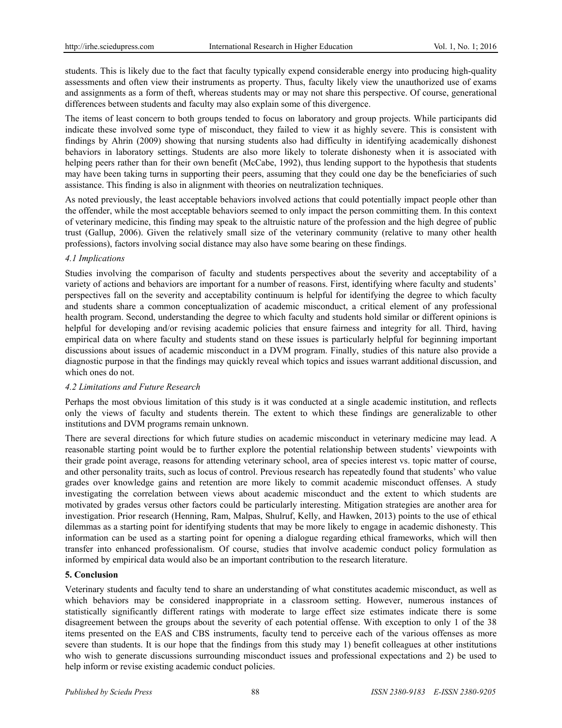students. This is likely due to the fact that faculty typically expend considerable energy into producing high-quality assessments and often view their instruments as property. Thus, faculty likely view the unauthorized use of exams and assignments as a form of theft, whereas students may or may not share this perspective. Of course, generational differences between students and faculty may also explain some of this divergence.

The items of least concern to both groups tended to focus on laboratory and group projects. While participants did indicate these involved some type of misconduct, they failed to view it as highly severe. This is consistent with findings by Ahrin (2009) showing that nursing students also had difficulty in identifying academically dishonest behaviors in laboratory settings. Students are also more likely to tolerate dishonesty when it is associated with helping peers rather than for their own benefit (McCabe, 1992), thus lending support to the hypothesis that students may have been taking turns in supporting their peers, assuming that they could one day be the beneficiaries of such assistance. This finding is also in alignment with theories on neutralization techniques.

As noted previously, the least acceptable behaviors involved actions that could potentially impact people other than the offender, while the most acceptable behaviors seemed to only impact the person committing them. In this context of veterinary medicine, this finding may speak to the altruistic nature of the profession and the high degree of public trust (Gallup, 2006). Given the relatively small size of the veterinary community (relative to many other health professions), factors involving social distance may also have some bearing on these findings.

### *4.1 Implications*

Studies involving the comparison of faculty and students perspectives about the severity and acceptability of a variety of actions and behaviors are important for a number of reasons. First, identifying where faculty and students' perspectives fall on the severity and acceptability continuum is helpful for identifying the degree to which faculty and students share a common conceptualization of academic misconduct, a critical element of any professional health program. Second, understanding the degree to which faculty and students hold similar or different opinions is helpful for developing and/or revising academic policies that ensure fairness and integrity for all. Third, having empirical data on where faculty and students stand on these issues is particularly helpful for beginning important discussions about issues of academic misconduct in a DVM program. Finally, studies of this nature also provide a diagnostic purpose in that the findings may quickly reveal which topics and issues warrant additional discussion, and which ones do not.

### *4.2 Limitations and Future Research*

Perhaps the most obvious limitation of this study is it was conducted at a single academic institution, and reflects only the views of faculty and students therein. The extent to which these findings are generalizable to other institutions and DVM programs remain unknown.

There are several directions for which future studies on academic misconduct in veterinary medicine may lead. A reasonable starting point would be to further explore the potential relationship between students' viewpoints with their grade point average, reasons for attending veterinary school, area of species interest vs. topic matter of course, and other personality traits, such as locus of control. Previous research has repeatedly found that students' who value grades over knowledge gains and retention are more likely to commit academic misconduct offenses. A study investigating the correlation between views about academic misconduct and the extent to which students are motivated by grades versus other factors could be particularly interesting. Mitigation strategies are another area for investigation. Prior research (Henning, Ram, Malpas, Shulruf, Kelly, and Hawken, 2013) points to the use of ethical dilemmas as a starting point for identifying students that may be more likely to engage in academic dishonesty. This information can be used as a starting point for opening a dialogue regarding ethical frameworks, which will then transfer into enhanced professionalism. Of course, studies that involve academic conduct policy formulation as informed by empirical data would also be an important contribution to the research literature.

## 5. Conclusion

Veterinary students and faculty tend to share an understanding of what constitutes academic misconduct, as well as which behaviors may be considered inappropriate in a classroom setting. However, numerous instances of statistically significantly different ratings with moderate to large effect size estimates indicate there is some disagreement between the groups about the severity of each potential offense. With exception to only 1 of the 38 items presented on the EAS and CBS instruments, faculty tend to perceive each of the various offenses as more severe than students. It is our hope that the findings from this study may 1) benefit colleagues at other institutions who wish to generate discussions surrounding misconduct issues and professional expectations and 2) be used to help inform or revise existing academic conduct policies.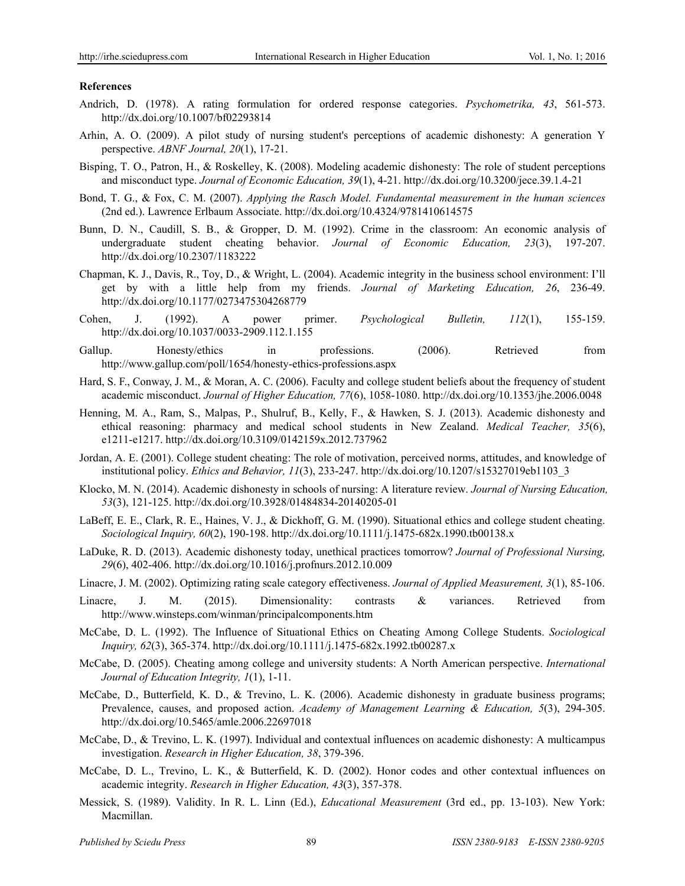**References**

Andrich, D. (1978). A rating formulation for ordered response categories. *Psychometrika, 43*, 561-573. http://dx.doi.org/10.1007/bf02293814

Arhin, A. O. (2009). A pilot study of nursing student's perceptions of academic dishonesty: A generation Y perspective. *ABNF Journal, 20*(1), 17-21.

Bisping, T. O., Patron, H., & Roskelley, K. (2008). Modeling academic dishonesty: The role of student perceptions and misconduct type. *Journal of Economic Education, 39*(1), 4-21. http://dx.doi.org/10.3200/jece.39.1.4-21

Bond, T. G., & Fox, C. M. (2007). *Applying the Rasch Model. Fundamental measurement in the human sciences* (2nd ed.). Lawrence Erlbaum Associate. http://dx.doi.org/10.4324/9781410614575

Bunn, D. N., Caudill, S. B., & Gropper, D. M. (1992). Crime in the classroom: An economic analysis of undergraduate student cheating behavior. *Journal of Economic Education, 23*(3), 197-207. http://dx.doi.org/10.2307/1183222

Chapman, K. J., Davis, R., Toy, D., & Wright, L. (2004). Academic integrity in the business school environment: I'll get by with a little help from my friends. *Journal of Marketing Education, 26*, 236-49. http://dx.doi.org/10.1177/0273475304268779

Cohen, J. (1992). A power primer. *Psychological Bulletin, 112*(1), 155-159. http://dx.doi.org/10.1037/0033-2909.112.1.155

Gallup. Honesty/ethics in professions. (2006). Retrieved from http://www.gallup.com/poll/1654/honesty-ethics-professions.aspx

Hard, S. F., Conway, J. M., & Moran, A. C. (2006). Faculty and college student beliefs about the frequency of student academic misconduct. *Journal of Higher Education, 77*(6), 1058-1080. http://dx.doi.org/10.1353/jhe.2006.0048

Henning, M. A., Ram, S., Malpas, P., Shulruf, B., Kelly, F., & Hawken, S. J. (2013). Academic dishonesty and ethical reasoning: pharmacy and medical school students in New Zealand. *Medical Teacher, 35*(6), e1211-e1217. http://dx.doi.org/10.3109/0142159x.2012.737962

Jordan, A. E. (2001). College student cheating: The role of motivation, perceived norms, attitudes, and knowledge of institutional policy. *Ethics and Behavior, 11*(3), 233-247. http://dx.doi.org/10.1207/s15327019eb1103_3

Klocko, M. N. (2014). Academic dishonesty in schools of nursing: A literature review. *Journal of Nursing Education, 53*(3), 121-125. http://dx.doi.org/10.3928/01484834-20140205-01

LaBeff, E. E., Clark, R. E., Haines, V. J., & Dickhoff, G. M. (1990). Situational ethics and college student cheating. *Sociological Inquiry, 60*(2), 190-198. http://dx.doi.org/10.1111/j.1475-682x.1990.tb00138.x

LaDuke, R. D. (2013). Academic dishonesty today, unethical practices tomorrow? *Journal of Professional Nursing, 29*(6), 402-406. http://dx.doi.org/10.1016/j.profnurs.2012.10.009

Linacre, J. M. (2002). Optimizing rating scale category effectiveness. *Journal of Applied Measurement, 3*(1), 85-106.

Linacre, J. M. (2015). Dimensionality: contrasts & variances. Retrieved from http://www.winsteps.com/winman/principalcomponents.htm

McCabe, D. L. (1992). The Influence of Situational Ethics on Cheating Among College Students. *Sociological Inquiry, 62*(3), 365-374. http://dx.doi.org/10.1111/j.1475-682x.1992.tb00287.x

McCabe, D. (2005). Cheating among college and university students: A North American perspective. *International Journal of Education Integrity, 1*(1), 1-11.

McCabe, D., Butterfield, K. D., & Trevino, L. K. (2006). Academic dishonesty in graduate business programs; Prevalence, causes, and proposed action. *Academy of Management Learning & Education, 5*(3), 294-305. http://dx.doi.org/10.5465/amle.2006.22697018

McCabe, D., & Trevino, L. K. (1997). Individual and contextual influences on academic dishonesty: A multicampus investigation. *Research in Higher Education, 38*, 379-396.

McCabe, D. L., Trevino, L. K., & Butterfield, K. D. (2002). Honor codes and other contextual influences on academic integrity. *Research in Higher Education, 43*(3), 357-378.

Messick, S. (1989). Validity. In R. L. Linn (Ed.), *Educational Measurement* (3rd ed., pp. 13-103). New York: Macmillan.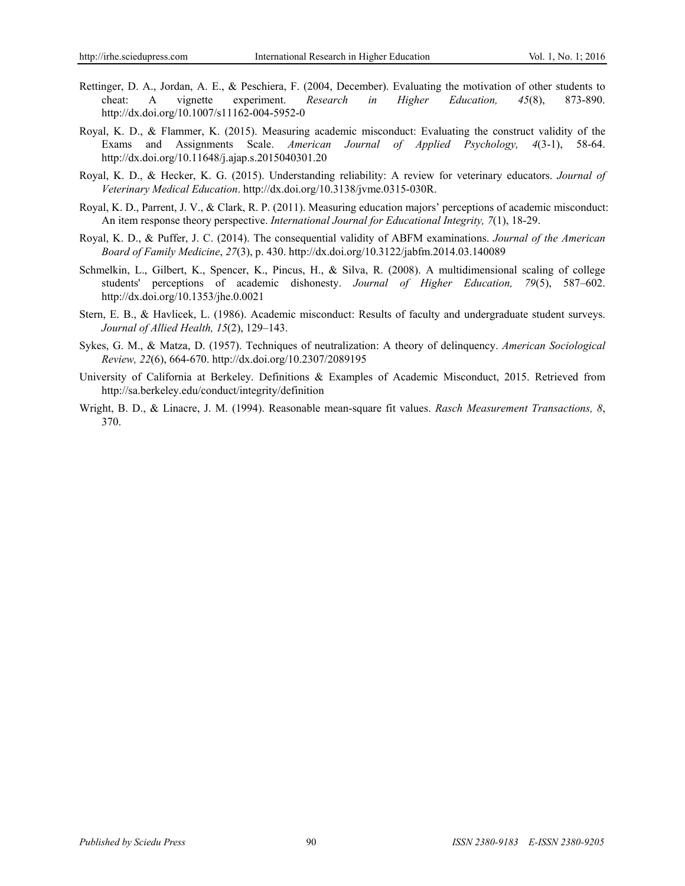Rettinger, D. A., Jordan, A. E., & Peschiera, F. (2004, December). Evaluating the motivation of other students to cheat: A vignette experiment. *Research in Higher Education, 45*(8), 873-890. http://dx.doi.org/10.1007/s11162-004-5952-0

Royal, K. D., & Flammer, K. (2015). Measuring academic misconduct: Evaluating the construct validity of the Exams and Assignments Scale. *American Journal of Applied Psychology, 4*(3-1), 58-64. http://dx.doi.org/10.11648/j.ajap.s.2015040301.20

Royal, K. D., & Hecker, K. G. (2015). Understanding reliability: A review for veterinary educators. *Journal of Veterinary Medical Education*. http://dx.doi.org/10.3138/jvme.0315-030R.

Royal, K. D., Parrent, J. V., & Clark, R. P. (2011). Measuring education majors' perceptions of academic misconduct: An item response theory perspective. *International Journal for Educational Integrity, 7*(1), 18-29.

Royal, K. D., & Puffer, J. C. (2014). The consequential validity of ABFM examinations. *Journal of the American Board of Family Medicine*, *27*(3), p. 430. http://dx.doi.org/10.3122/jabfm.2014.03.140089

Schmelkin, L., Gilbert, K., Spencer, K., Pincus, H., & Silva, R. (2008). A multidimensional scaling of college students' perceptions of academic dishonesty. *Journal of Higher Education, 79*(5), 587–602. http://dx.doi.org/10.1353/jhe.0.0021

Stern, E. B., & Havlicek, L. (1986). Academic misconduct: Results of faculty and undergraduate student surveys. *Journal of Allied Health, 15*(2), 129–143.

Sykes, G. M., & Matza, D. (1957). Techniques of neutralization: A theory of delinquency. *American Sociological Review, 22*(6), 664-670. http://dx.doi.org/10.2307/2089195

University of California at Berkeley. Definitions & Examples of Academic Misconduct, 2015. Retrieved from http://sa.berkeley.edu/conduct/integrity/definition

Wright, B. D., & Linacre, J. M. (1994). Reasonable mean-square fit values. *Rasch Measurement Transactions, 8*, 370.